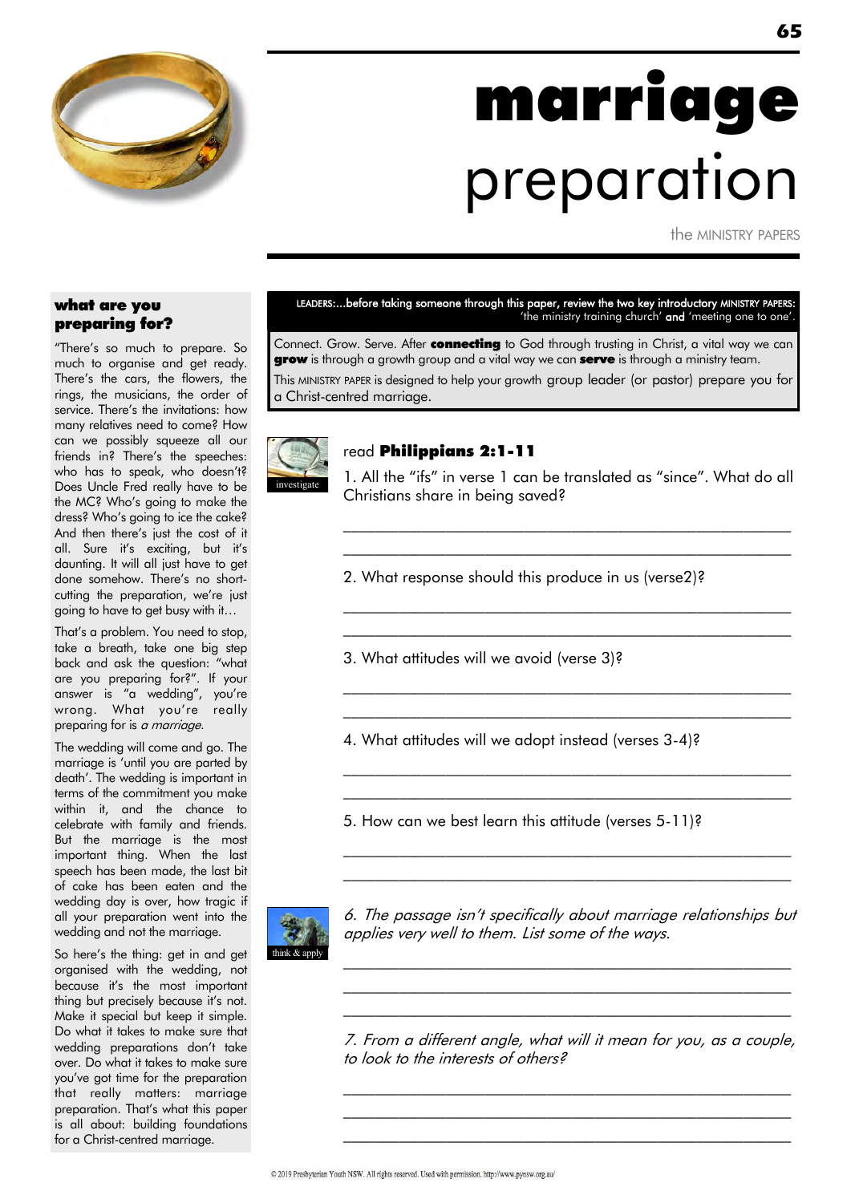# marriage preparation

the MINISTRY PAPERS

## what are you preparing for?

"There's so much to prepare. So much to organise and get ready. There's the cars, the flowers, the rings, the musicians, the order of service. There's the invitations: how many relatives need to come? How can we possibly squeeze all our friends in? There's the speeches: who has to speak, who doesn't? Does Uncle Fred really have to be the MC? Who's going to make the dress? Who's going to ice the cake? And then there's just the cost of it all. Sure it's exciting, but it's daunting. It will all just have to get done somehow. There's no short-cutting the preparation, we're just going to have to get busy with it…

That's a problem. You need to stop, take a breath, take one big step back and ask the question: "what are you preparing for?". If your answer is "a wedding", you're wrong. What you're really preparing for is *a marriage*.

The wedding will come and go. The marriage is 'until you are parted by death'. The wedding is important in terms of the commitment you make within it, and the chance to celebrate with family and friends. But the marriage is the most important thing. When the last speech has been made, the last bit of cake has been eaten and the wedding day is over, how tragic if all your preparation went into the wedding and not the marriage.

So here's the thing: get in and get organised with the wedding, not because it's the most important thing but precisely because it's not. Make it special but keep it simple. Do what it takes to make sure that wedding preparations don't take over. Do what it takes to make sure you've got time for the preparation that really matters: marriage preparation. That's what this paper is all about: building foundations for a Christ-centred marriage.

---

LEADERS:…before taking someone through this paper, review the two key introductory MINISTRY PAPERS: 'the ministry training church' **and** 'meeting one to one'.

Connect. Grow. Serve. After **connecting** to God through trusting in Christ, a vital way we can **grow** is through a growth group and a vital way we can **serve** is through a ministry team.

This MINISTRY PAPER is designed to help your growth group leader (or pastor) prepare you for a Christ-centred marriage.

### investigate

read **Philippians 2:1-11**

1. All the "ifs" in verse 1 can be translated as "since". What do all Christians share in being saved?

_______________________________________________

_______________________________________________

2. What response should this produce in us (verse2)?

_______________________________________________

_______________________________________________

3. What attitudes will we avoid (verse 3)?

_______________________________________________

_______________________________________________

4. What attitudes will we adopt instead (verses 3-4)?

_______________________________________________

_______________________________________________

5. How can we best learn this attitude (verses 5-11)?

_______________________________________________

_______________________________________________

### think & apply

*6. The passage isn't specifically about marriage relationships but applies very well to them. List some of the ways.*

_______________________________________________

_______________________________________________

_______________________________________________

*7. From a different angle, what will it mean for you, as a couple, to look to the interests of others?*

_______________________________________________

_______________________________________________

_______________________________________________

© 2019 Presbyterian Youth NSW. All rights reserved. Used with permission. http://www.pynsw.org.au/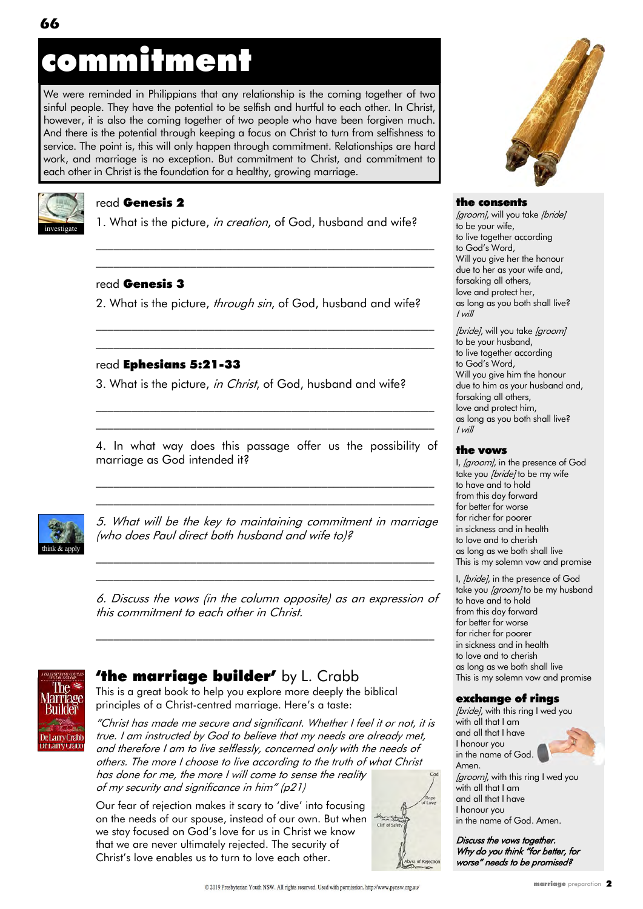# commitment

We were reminded in Philippians that any relationship is the coming together of two sinful people. They have the potential to be selfish and hurtful to each other. In Christ, however, it is also the coming together of two people who have been forgiven much. And there is the potential through keeping a focus on Christ to turn from selfishness to service. The point is, this will only happen through commitment. Relationships are hard work, and marriage is no exception. But commitment to Christ, and commitment to each other in Christ is the foundation for a healthy, growing marriage.

investigate

read **Genesis 2**

1. What is the picture, *in creation*, of God, husband and wife?

______________________________________________

______________________________________________

read **Genesis 3**

2. What is the picture, *through sin*, of God, husband and wife?

______________________________________________

______________________________________________

read **Ephesians 5:21-33**

3. What is the picture, *in Christ*, of God, husband and wife?

______________________________________________

______________________________________________

4. In what way does this passage offer us the possibility of marriage as God intended it?

______________________________________________

______________________________________________

think & apply

*5. What will be the key to maintaining commitment in marriage (who does Paul direct both husband and wife to)?*

______________________________________________

______________________________________________

*6. Discuss the vows (in the column opposite) as an expression of this commitment to each other in Christ.*

______________________________________________

## 'the marriage builder' by L. Crabb

This is a great book to help you explore more deeply the biblical principles of a Christ-centred marriage. Here's a taste:

*"Christ has made me secure and significant. Whether I feel it or not, it is true. I am instructed by God to believe that my needs are already met, and therefore I am to live selflessly, concerned only with the needs of others. The more I choose to live according to the truth of what Christ has done for me, the more I will come to sense the reality of my security and significance in him" (p21)*

Our fear of rejection makes it scary to 'dive' into focusing on the needs of our spouse, instead of our own. But when we stay focused on God's love for us in Christ we know that we are never ultimately rejected. The security of Christ's love enables us to turn to love each other.

### the consents

*[groom]*, will you take *[bride]*
to be your wife,
to live together according
to God's Word,
Will you give her the honour
due to her as your wife and,
forsaking all others,
love and protect her,
as long as you both shall live?
*I will*

*[bride]*, will you take *[groom]*
to be your husband,
to live together according
to God's Word,
Will you give him the honour
due to him as your husband and,
forsaking all others,
love and protect him,
as long as you both shall live?
*I will*

### the vows

I, *[groom]*, in the presence of God
take you *[bride]* to be my wife
to have and to hold
from this day forward
for better for worse
for richer for poorer
in sickness and in health
to love and to cherish
as long as we both shall live
This is my solemn vow and promise

I, *[bride]*, in the presence of God
take you *[groom]* to be my husband
to have and to hold
from this day forward
for better for worse
for richer for poorer
in sickness and in health
to love and to cherish
as long as we both shall live
This is my solemn vow and promise

### exchange of rings

*[bride]*, with this ring I wed you
with all that I am
and all that I have
I honour you
in the name of God.
Amen.

*[groom]*, with this ring I wed you
with all that I am
and all that I have
I honour you
in the name of God. Amen.

***Discuss the vows together.***
***Why do you think "for better, for worse" needs to be promised?***

© 2019 Presbyterian Youth NSW. All rights reserved. Used with permission. http://www.pynsw.org.au/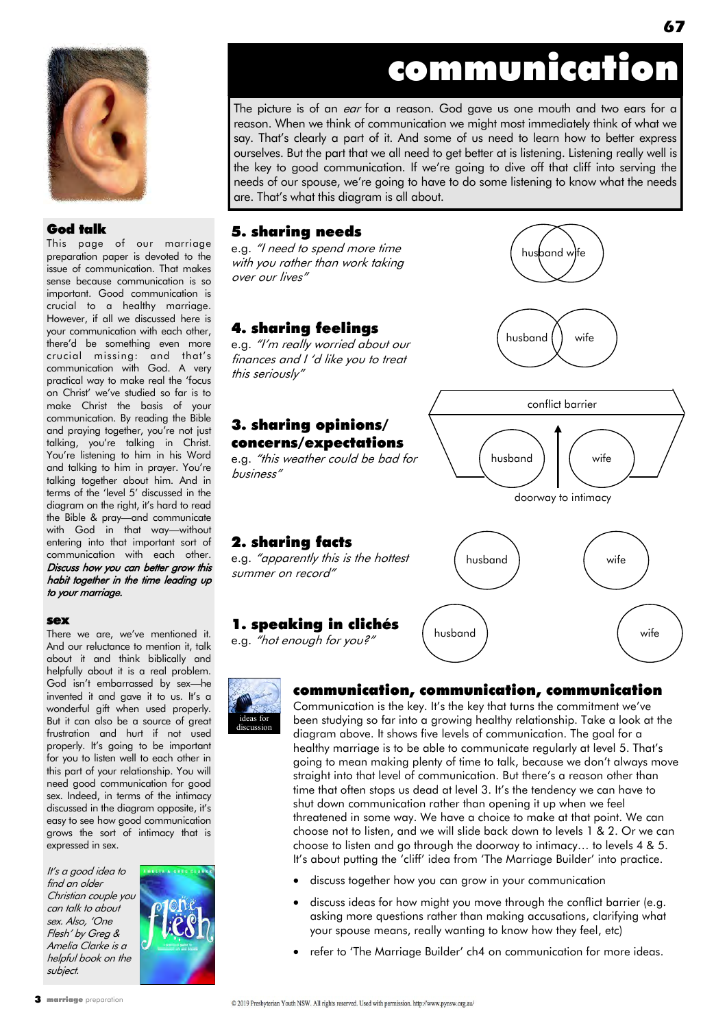# communication

The picture is of an *ear* for a reason. God gave us one mouth and two ears for a reason. When we think of communication we might most immediately think of what we say. That's clearly a part of it. And some of us need to learn how to better express ourselves. But the part that we all need to get better at is listening. Listening really well is the key to good communication. If we're going to dive off that cliff into serving the needs of our spouse, we're going to have to do some listening to know what the needs are. That's what this diagram is all about.

## 5. sharing needs

e.g. *"I need to spend more time with you rather than work taking over our lives"*

husband wife

## 4. sharing feelings

e.g. *"I'm really worried about our finances and I 'd like you to treat this seriously"*

husband wife

## 3. sharing opinions/ concerns/expectations

e.g. *"this weather could be bad for business"*

conflict barrier

husband wife

doorway to intimacy

## 2. sharing facts

e.g. *"apparently this is the hottest summer on record"*

husband wife

## 1. speaking in clichés

e.g. *"hot enough for you?"*

husband wife

## communication, communication, communication

ideas for discussion

Communication is the key. It's the key that turns the commitment we've been studying so far into a growing healthy relationship. Take a look at the diagram above. It shows five levels of communication. The goal for a healthy marriage is to be able to communicate regularly at level 5. That's going to mean making plenty of time to talk, because we don't always move straight into that level of communication. But there's a reason other than time that often stops us dead at level 3. It's the tendency we can have to shut down communication rather than opening it up when we feel threatened in some way. We have a choice to make at that point. We can choose not to listen, and we will slide back down to levels 1 & 2. Or we can choose to listen and go through the doorway to intimacy… to levels 4 & 5. It's about putting the 'cliff' idea from 'The Marriage Builder' into practice.

- discuss together how you can grow in your communication
- discuss ideas for how might you move through the conflict barrier (e.g. asking more questions rather than making accusations, clarifying what your spouse means, really wanting to know how they feel, etc)
- refer to 'The Marriage Builder' ch4 on communication for more ideas.

## God talk

This page of our marriage preparation paper is devoted to the issue of communication. That makes sense because communication is so important. Good communication is crucial to a healthy marriage. However, if all we discussed here is your communication with each other, there'd be something even more crucial missing: and that's communication with God. A very practical way to make real the 'focus on Christ' we've studied so far is to make Christ the basis of your communication. By reading the Bible and praying together, you're not just talking, you're talking in Christ. You're listening to him in his Word and talking to him in prayer. You're talking together about him. And in terms of the 'level 5' discussed in the diagram on the right, it's hard to read the Bible & pray—and communicate with God in that way—without entering into that important sort of communication with each other. ***Discuss how you can better grow this habit together in the time leading up to your marriage.***

## sex

There we are, we've mentioned it. And our reluctance to mention it, talk about it and think biblically and helpfully about it is a real problem. God isn't embarrassed by sex—he invented it and gave it to us. It's a wonderful gift when used properly. But it can also be a source of great frustration and hurt if not used properly. It's going to be important for you to listen well to each other in this part of your relationship. You will need good communication for good sex. Indeed, in terms of the intimacy discussed in the diagram opposite, it's easy to see how good communication grows the sort of intimacy that is expressed in sex.

*It's a good idea to find an older Christian couple you can talk to about sex. Also, 'One Flesh' by Greg & Amelia Clarke is a helpful book on the subject.*

© 2019 Presbyterian Youth NSW. All rights reserved. Used with permission. http://www.pynsw.org.au/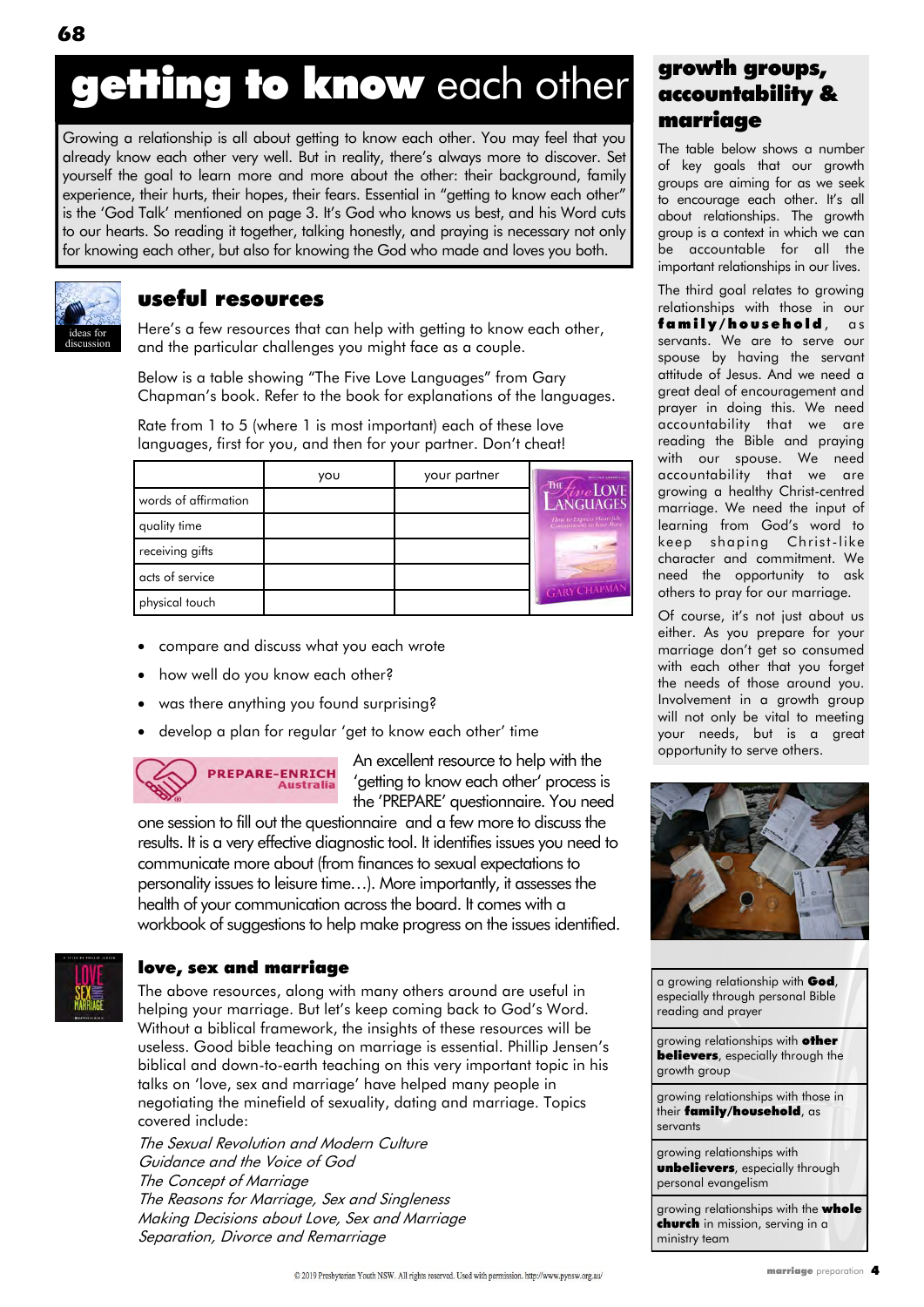# **getting to know** each other

Growing a relationship is all about getting to know each other. You may feel that you already know each other very well. But in reality, there's always more to discover. Set yourself the goal to learn more and more about the other: their background, family experience, their hurts, their hopes, their fears. Essential in "getting to know each other" is the 'God Talk' mentioned on page 3. It's God who knows us best, and his Word cuts to our hearts. So reading it together, talking honestly, and praying is necessary not only for knowing each other, but also for knowing the God who made and loves you both.

ideas for discussion

## useful resources

Here's a few resources that can help with getting to know each other, and the particular challenges you might face as a couple.

Below is a table showing "The Five Love Languages" from Gary Chapman's book. Refer to the book for explanations of the languages.

Rate from 1 to 5 (where 1 is most important) each of these love languages, first for you, and then for your partner. Don't cheat!

| | you | your partner |
|---|---|---|
| words of affirmation | | |
| quality time | | |
| receiving gifts | | |
| acts of service | | |
| physical touch | | |

- compare and discuss what you each wrote
- how well do you know each other?
- was there anything you found surprising?
- develop a plan for regular 'get to know each other' time

PREPARE-ENRICH Australia

An excellent resource to help with the 'getting to know each other' process is the 'PREPARE' questionnaire. You need one session to fill out the questionnaire and a few more to discuss the results. It is a very effective diagnostic tool. It identifies issues you need to communicate more about (from finances to sexual expectations to personality issues to leisure time…). More importantly, it assesses the health of your communication across the board. It comes with a workbook of suggestions to help make progress on the issues identified.

## love, sex and marriage

The above resources, along with many others around are useful in helping your marriage. But let's keep coming back to God's Word. Without a biblical framework, the insights of these resources will be useless. Good bible teaching on marriage is essential. Phillip Jensen's biblical and down-to-earth teaching on this very important topic in his talks on 'love, sex and marriage' have helped many people in negotiating the minefield of sexuality, dating and marriage. Topics covered include:

*The Sexual Revolution and Modern Culture*
*Guidance and the Voice of God*
*The Concept of Marriage*
*The Reasons for Marriage, Sex and Singleness*
*Making Decisions about Love, Sex and Marriage*
*Separation, Divorce and Remarriage*

## growth groups, accountability & marriage

The table below shows a number of key goals that our growth groups are aiming for as we seek to encourage each other. It's all about relationships. The growth group is a context in which we can be accountable for all the important relationships in our lives.

The third goal relates to growing relationships with those in our **family/household**, as servants. We are to serve our spouse by having the servant attitude of Jesus. And we need a great deal of encouragement and prayer in doing this. We need accountability that we are reading the Bible and praying with our spouse. We need accountability that we are growing a healthy Christ-centred marriage. We need the input of learning from God's word to keep shaping Christ-like character and commitment. We need the opportunity to ask others to pray for our marriage.

Of course, it's not just about us either. As you prepare for your marriage don't get so consumed with each other that you forget the needs of those around you. Involvement in a growth group will not only be vital to meeting your needs, but is a great opportunity to serve others.

| |
|---|
| a growing relationship with **God**, especially through personal Bible reading and prayer |
| growing relationships with **other believers**, especially through the growth group |
| growing relationships with those in their **family/household**, as servants |
| growing relationships with **unbelievers**, especially through personal evangelism |
| growing relationships with the **whole church** in mission, serving in a ministry team |

© 2019 Presbyterian Youth NSW. All rights reserved. Used with permission. http://www.pynsw.org.au/